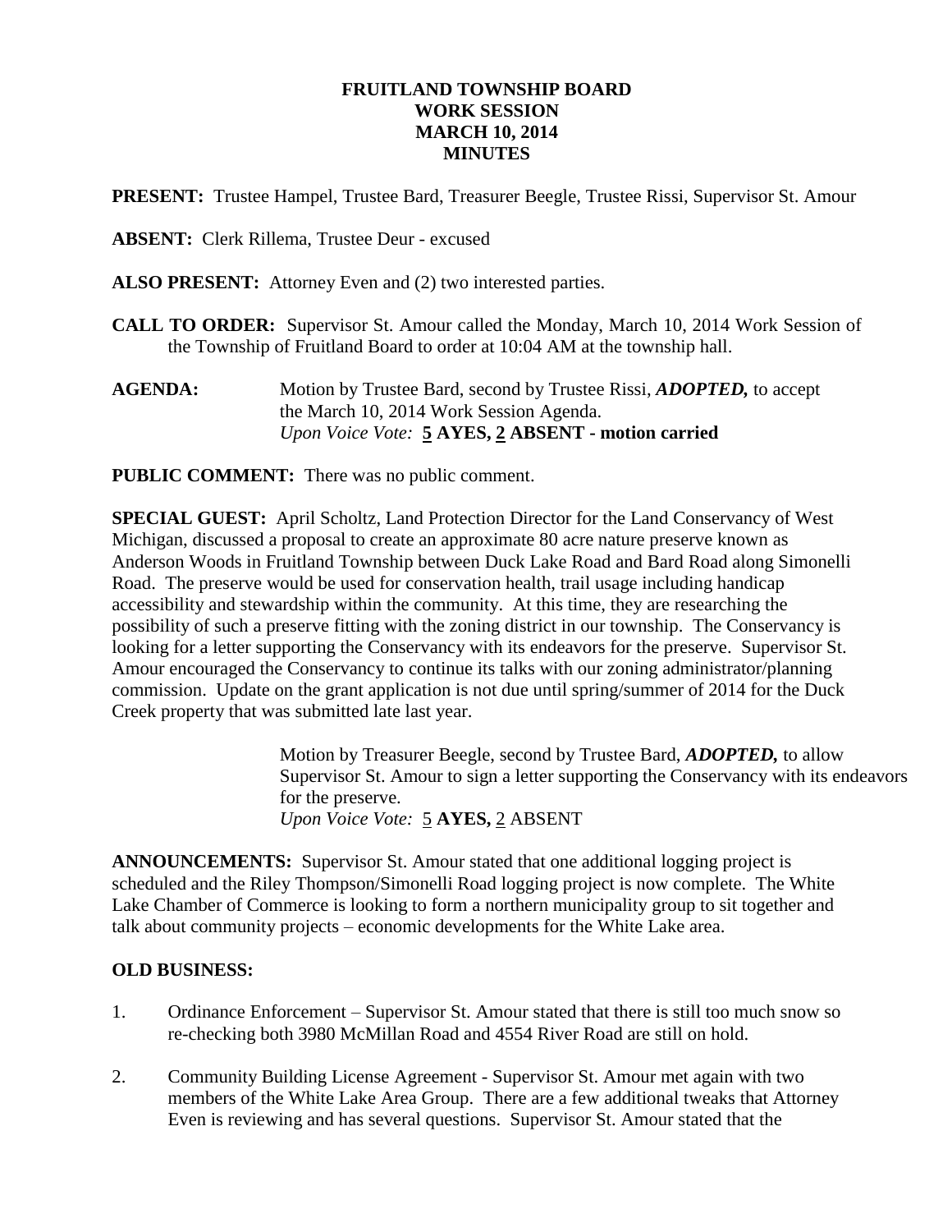# FRUITLAND TOWNSHIP BOARD
## WORK SESSION
## MARCH 10, 2014
## MINUTES

**PRESENT:** Trustee Hampel, Trustee Bard, Treasurer Beegle, Trustee Rissi, Supervisor St. Amour

**ABSENT:** Clerk Rillema, Trustee Deur - excused

**ALSO PRESENT:** Attorney Even and (2) two interested parties.

**CALL TO ORDER:** Supervisor St. Amour called the Monday, March 10, 2014 Work Session of the Township of Fruitland Board to order at 10:04 AM at the township hall.

**AGENDA:** Motion by Trustee Bard, second by Trustee Rissi, ***ADOPTED,*** to accept the March 10, 2014 Work Session Agenda.
*Upon Voice Vote:* **5 AYES, 2 ABSENT - motion carried**

**PUBLIC COMMENT:** There was no public comment.

**SPECIAL GUEST:** April Scholtz, Land Protection Director for the Land Conservancy of West Michigan, discussed a proposal to create an approximate 80 acre nature preserve known as Anderson Woods in Fruitland Township between Duck Lake Road and Bard Road along Simonelli Road. The preserve would be used for conservation health, trail usage including handicap accessibility and stewardship within the community. At this time, they are researching the possibility of such a preserve fitting with the zoning district in our township. The Conservancy is looking for a letter supporting the Conservancy with its endeavors for the preserve. Supervisor St. Amour encouraged the Conservancy to continue its talks with our zoning administrator/planning commission. Update on the grant application is not due until spring/summer of 2014 for the Duck Creek property that was submitted late last year.

Motion by Treasurer Beegle, second by Trustee Bard, ***ADOPTED,*** to allow Supervisor St. Amour to sign a letter supporting the Conservancy with its endeavors for the preserve.
*Upon Voice Vote:* 5 **AYES,** 2 ABSENT

**ANNOUNCEMENTS:** Supervisor St. Amour stated that one additional logging project is scheduled and the Riley Thompson/Simonelli Road logging project is now complete. The White Lake Chamber of Commerce is looking to form a northern municipality group to sit together and talk about community projects – economic developments for the White Lake area.

**OLD BUSINESS:**

1. Ordinance Enforcement – Supervisor St. Amour stated that there is still too much snow so re-checking both 3980 McMillan Road and 4554 River Road are still on hold.

2. Community Building License Agreement - Supervisor St. Amour met again with two members of the White Lake Area Group. There are a few additional tweaks that Attorney Even is reviewing and has several questions. Supervisor St. Amour stated that the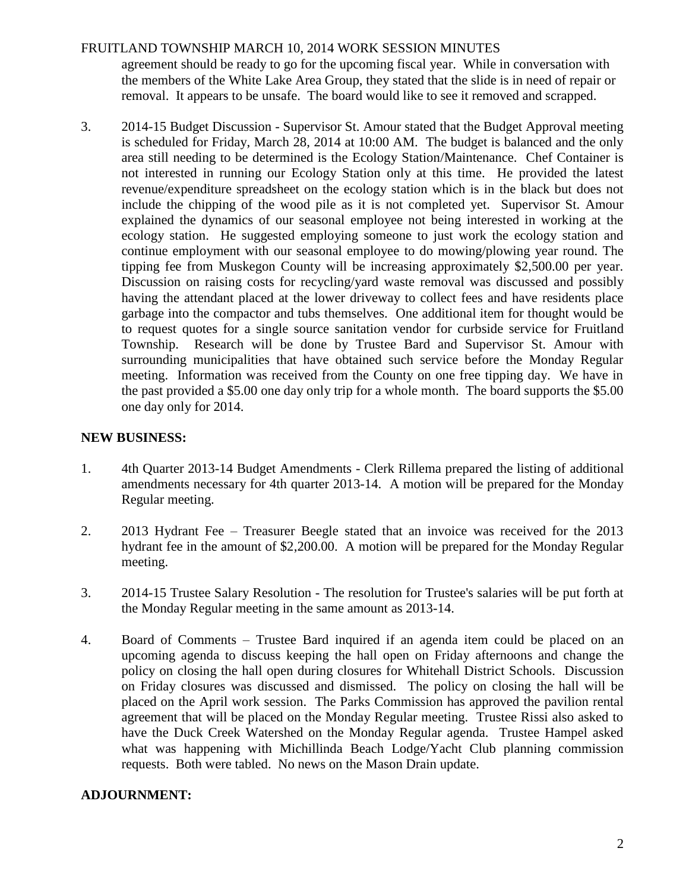agreement should be ready to go for the upcoming fiscal year. While in conversation with the members of the White Lake Area Group, they stated that the slide is in need of repair or removal. It appears to be unsafe. The board would like to see it removed and scrapped.

3. 2014-15 Budget Discussion - Supervisor St. Amour stated that the Budget Approval meeting is scheduled for Friday, March 28, 2014 at 10:00 AM. The budget is balanced and the only area still needing to be determined is the Ecology Station/Maintenance. Chef Container is not interested in running our Ecology Station only at this time. He provided the latest revenue/expenditure spreadsheet on the ecology station which is in the black but does not include the chipping of the wood pile as it is not completed yet. Supervisor St. Amour explained the dynamics of our seasonal employee not being interested in working at the ecology station. He suggested employing someone to just work the ecology station and continue employment with our seasonal employee to do mowing/plowing year round. The tipping fee from Muskegon County will be increasing approximately $2,500.00 per year. Discussion on raising costs for recycling/yard waste removal was discussed and possibly having the attendant placed at the lower driveway to collect fees and have residents place garbage into the compactor and tubs themselves. One additional item for thought would be to request quotes for a single source sanitation vendor for curbside service for Fruitland Township. Research will be done by Trustee Bard and Supervisor St. Amour with surrounding municipalities that have obtained such service before the Monday Regular meeting. Information was received from the County on one free tipping day. We have in the past provided a $5.00 one day only trip for a whole month. The board supports the $5.00 one day only for 2014.

**NEW BUSINESS:**

1. 4th Quarter 2013-14 Budget Amendments - Clerk Rillema prepared the listing of additional amendments necessary for 4th quarter 2013-14. A motion will be prepared for the Monday Regular meeting.

2. 2013 Hydrant Fee – Treasurer Beegle stated that an invoice was received for the 2013 hydrant fee in the amount of $2,200.00. A motion will be prepared for the Monday Regular meeting.

3. 2014-15 Trustee Salary Resolution - The resolution for Trustee's salaries will be put forth at the Monday Regular meeting in the same amount as 2013-14.

4. Board of Comments – Trustee Bard inquired if an agenda item could be placed on an upcoming agenda to discuss keeping the hall open on Friday afternoons and change the policy on closing the hall open during closures for Whitehall District Schools. Discussion on Friday closures was discussed and dismissed. The policy on closing the hall will be placed on the April work session. The Parks Commission has approved the pavilion rental agreement that will be placed on the Monday Regular meeting. Trustee Rissi also asked to have the Duck Creek Watershed on the Monday Regular agenda. Trustee Hampel asked what was happening with Michillinda Beach Lodge/Yacht Club planning commission requests. Both were tabled. No news on the Mason Drain update.

**ADJOURNMENT:**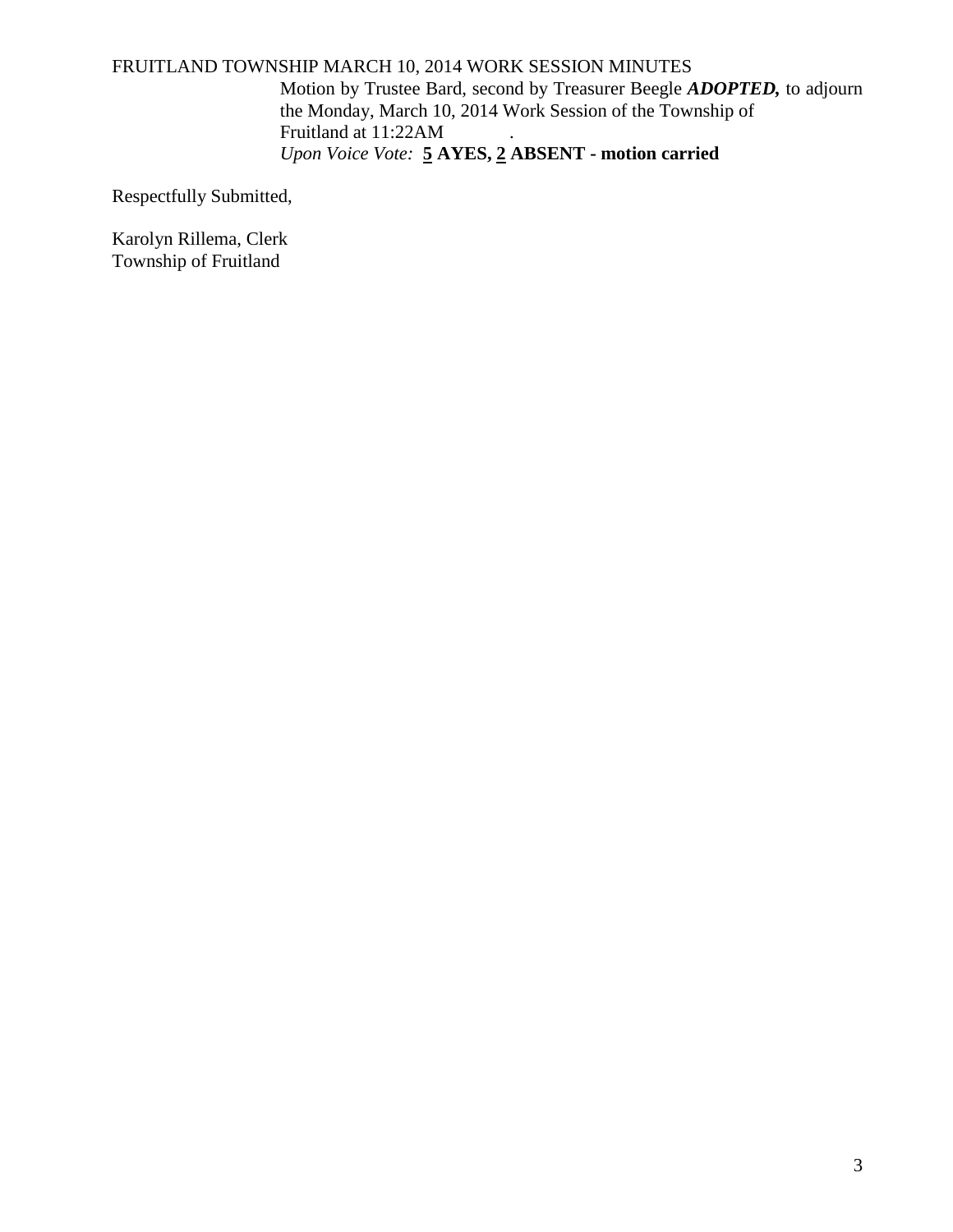Motion by Trustee Bard, second by Treasurer Beegle ***ADOPTED,*** to adjourn the Monday, March 10, 2014 Work Session of the Township of Fruitland at 11:22AM .

*Upon Voice Vote:* **5 AYES, 2 ABSENT - motion carried**

Respectfully Submitted,

Karolyn Rillema, Clerk
Township of Fruitland